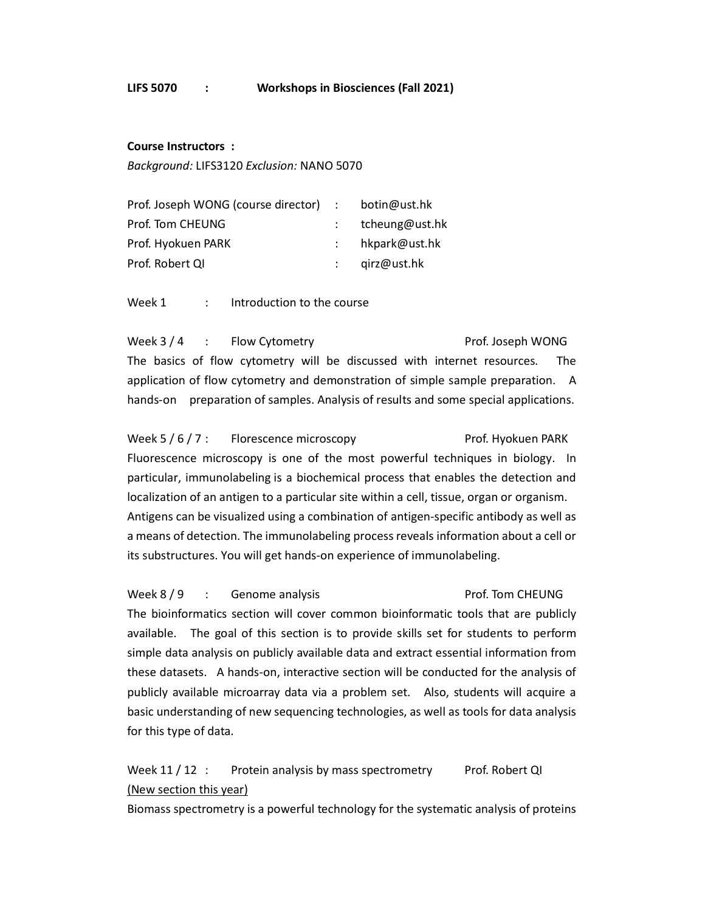**LIFS 5070 : Workshops in Biosciences (Fall 2021)**

**Course Instructors :**

*Background:* LIFS3120 *Exclusion:* NANO 5070

| | | |
|---|---|---|
| Prof. Joseph WONG (course director) | : | botin@ust.hk |
| Prof. Tom CHEUNG | : | tcheung@ust.hk |
| Prof. Hyokuen PARK | : | hkpark@ust.hk |
| Prof. Robert QI | : | qirz@ust.hk |

Week 1 : Introduction to the course

Week 3 / 4 : Flow Cytometry Prof. Joseph WONG

The basics of flow cytometry will be discussed with internet resources. The application of flow cytometry and demonstration of simple sample preparation. A hands-on preparation of samples. Analysis of results and some special applications.

Week 5 / 6 / 7 : Florescence microscopy Prof. Hyokuen PARK

Fluorescence microscopy is one of the most powerful techniques in biology. In particular, immunolabeling is a biochemical process that enables the detection and localization of an antigen to a particular site within a cell, tissue, organ or organism. Antigens can be visualized using a combination of antigen-specific antibody as well as a means of detection. The immunolabeling process reveals information about a cell or its substructures. You will get hands-on experience of immunolabeling.

Week 8 / 9 : Genome analysis Prof. Tom CHEUNG

The bioinformatics section will cover common bioinformatic tools that are publicly available. The goal of this section is to provide skills set for students to perform simple data analysis on publicly available data and extract essential information from these datasets. A hands-on, interactive section will be conducted for the analysis of publicly available microarray data via a problem set. Also, students will acquire a basic understanding of new sequencing technologies, as well as tools for data analysis for this type of data.

Week 11 / 12 : Protein analysis by mass spectrometry Prof. Robert QI

<u>(New section this year)</u>

Biomass spectrometry is a powerful technology for the systematic analysis of proteins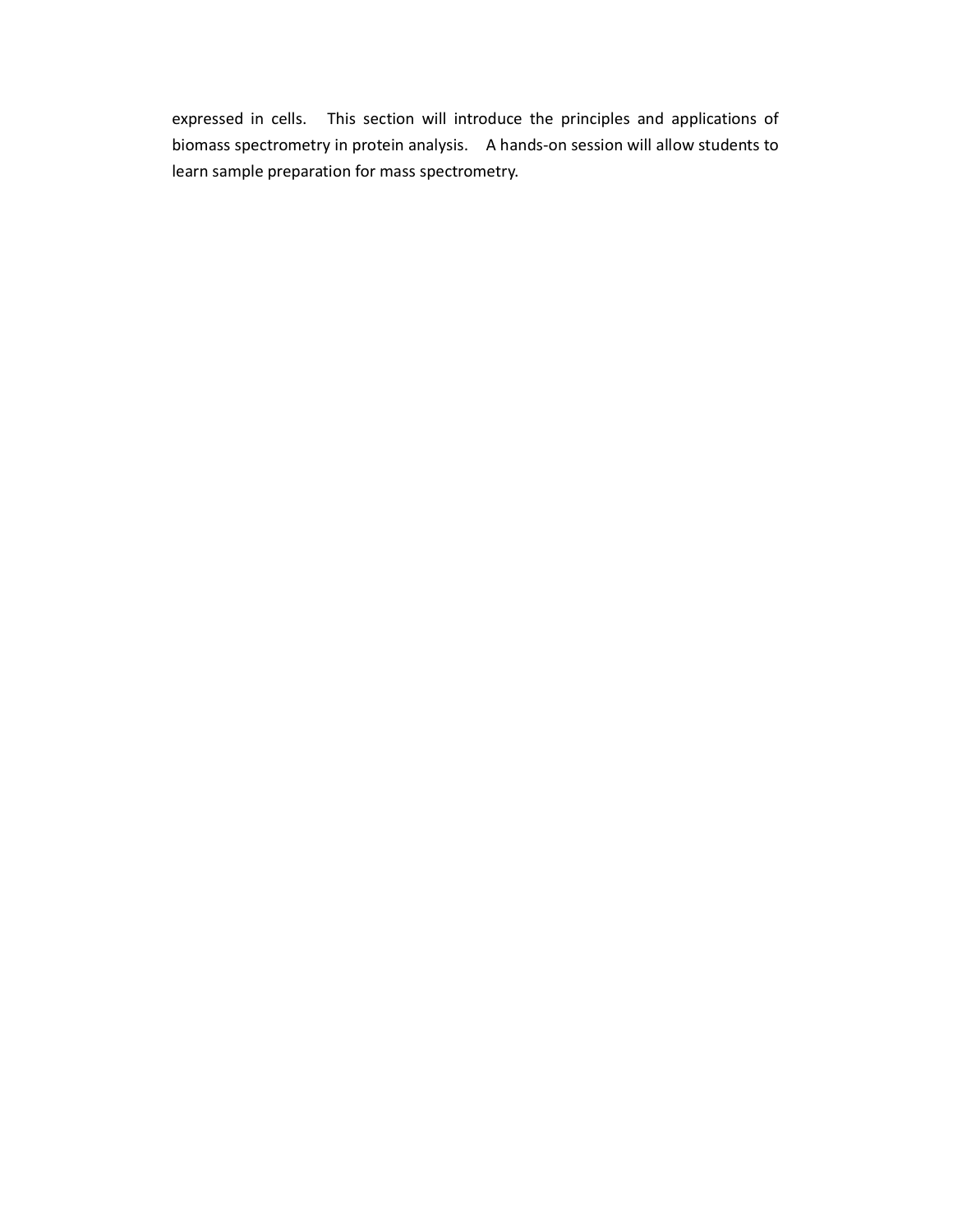expressed in cells. This section will introduce the principles and applications of biomass spectrometry in protein analysis. A hands-on session will allow students to learn sample preparation for mass spectrometry.